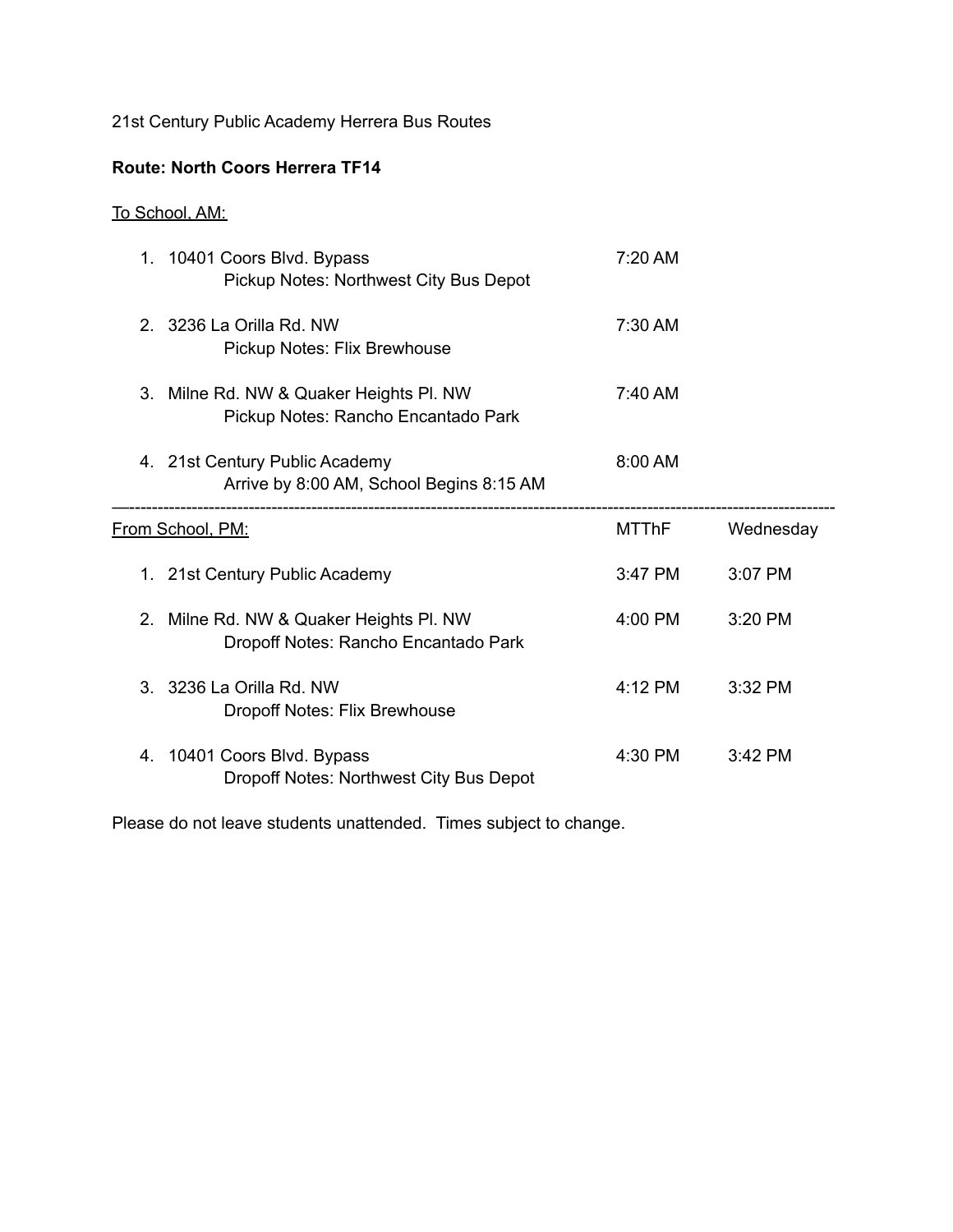21st Century Public Academy Herrera Bus Routes

**Route: North Coors Herrera TF14**

To School, AM:

| | | |
|---|---|---|
| 1. | 10401 Coors Blvd. Bypass<br>Pickup Notes: Northwest City Bus Depot | 7:20 AM |
| 2. | 3236 La Orilla Rd. NW<br>Pickup Notes: Flix Brewhouse | 7:30 AM |
| 3. | Milne Rd. NW & Quaker Heights Pl. NW<br>Pickup Notes: Rancho Encantado Park | 7:40 AM |
| 4. | 21st Century Public Academy<br>Arrive by 8:00 AM, School Begins 8:15 AM | 8:00 AM |

---

| From School, PM: | | MTThF | Wednesday |
|---|---|---|---|
| 1. | 21st Century Public Academy | 3:47 PM | 3:07 PM |
| 2. | Milne Rd. NW & Quaker Heights Pl. NW<br>Dropoff Notes: Rancho Encantado Park | 4:00 PM | 3:20 PM |
| 3. | 3236 La Orilla Rd. NW<br>Dropoff Notes: Flix Brewhouse | 4:12 PM | 3:32 PM |
| 4. | 10401 Coors Blvd. Bypass<br>Dropoff Notes: Northwest City Bus Depot | 4:30 PM | 3:42 PM |

Please do not leave students unattended. Times subject to change.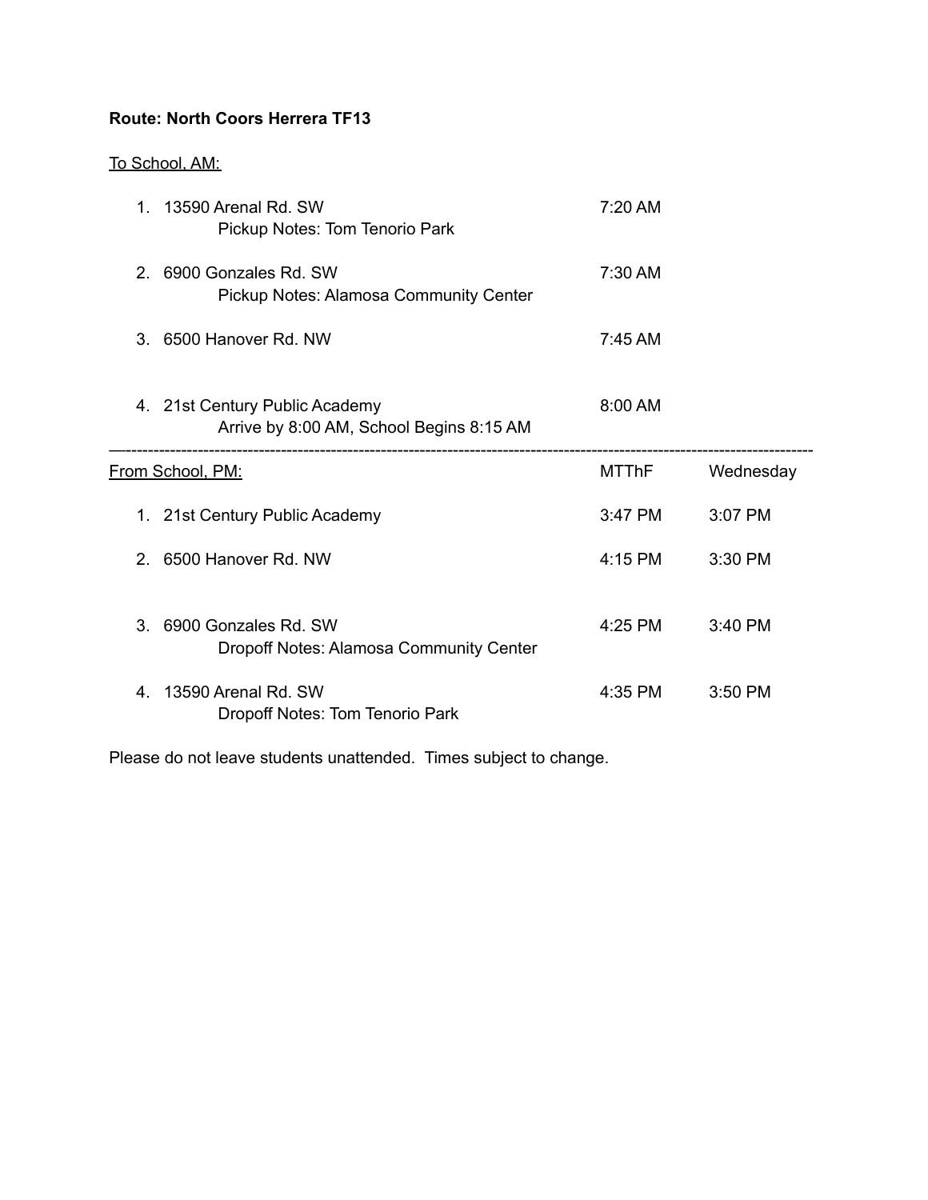**Route: North Coors Herrera TF13**

To School, AM:

| | | |
|---|---|---|
| 1. | 13590 Arenal Rd. SW<br>Pickup Notes: Tom Tenorio Park | 7:20 AM |
| 2. | 6900 Gonzales Rd. SW<br>Pickup Notes: Alamosa Community Center | 7:30 AM |
| 3. | 6500 Hanover Rd. NW | 7:45 AM |
| 4. | 21st Century Public Academy<br>Arrive by 8:00 AM, School Begins 8:15 AM | 8:00 AM |

---

| From School, PM: | | MTThF | Wednesday |
|---|---|---|---|
| 1. | 21st Century Public Academy | 3:47 PM | 3:07 PM |
| 2. | 6500 Hanover Rd. NW | 4:15 PM | 3:30 PM |
| 3. | 6900 Gonzales Rd. SW<br>Dropoff Notes: Alamosa Community Center | 4:25 PM | 3:40 PM |
| 4. | 13590 Arenal Rd. SW<br>Dropoff Notes: Tom Tenorio Park | 4:35 PM | 3:50 PM |

Please do not leave students unattended. Times subject to change.